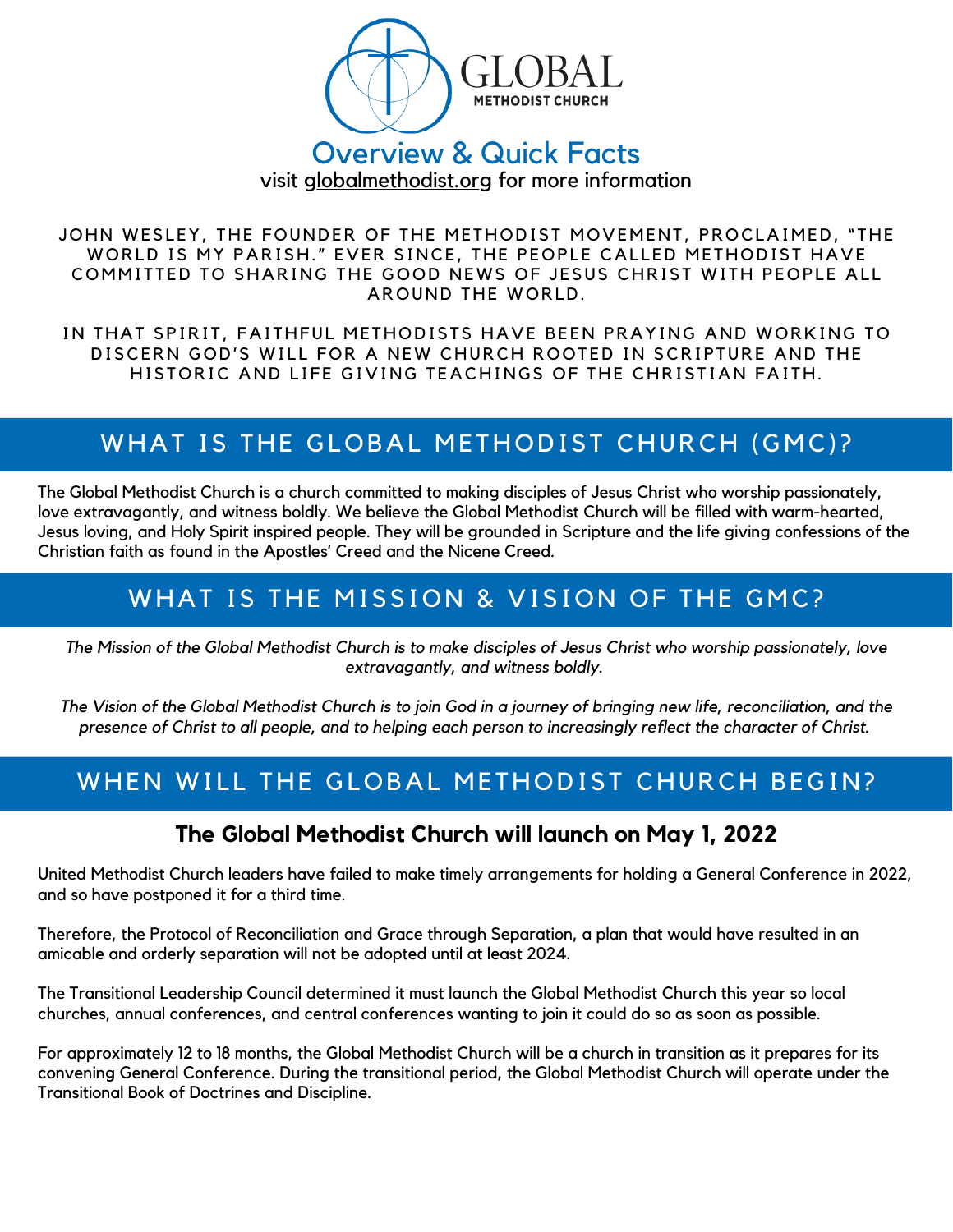# GLOBAL METHODIST CHURCH

## Overview & Quick Facts

visit globalmethodist.org for more information

JOHN WESLEY, THE FOUNDER OF THE METHODIST MOVEMENT, PROCLAIMED, "THE WORLD IS MY PARISH." EVER SINCE, THE PEOPLE CALLED METHODIST HAVE COMMITTED TO SHARING THE GOOD NEWS OF JESUS CHRIST WITH PEOPLE ALL AROUND THE WORLD.

IN THAT SPIRIT, FAITHFUL METHODISTS HAVE BEEN PRAYING AND WORKING TO DISCERN GOD'S WILL FOR A NEW CHURCH ROOTED IN SCRIPTURE AND THE HISTORIC AND LIFE GIVING TEACHINGS OF THE CHRISTIAN FAITH.

## WHAT IS THE GLOBAL METHODIST CHURCH (GMC)?

The Global Methodist Church is a church committed to making disciples of Jesus Christ who worship passionately, love extravagantly, and witness boldly. We believe the Global Methodist Church will be filled with warm-hearted, Jesus loving, and Holy Spirit inspired people. They will be grounded in Scripture and the life giving confessions of the Christian faith as found in the Apostles' Creed and the Nicene Creed.

## WHAT IS THE MISSION & VISION OF THE GMC?

*The Mission of the Global Methodist Church is to make disciples of Jesus Christ who worship passionately, love extravagantly, and witness boldly.*

*The Vision of the Global Methodist Church is to join God in a journey of bringing new life, reconciliation, and the presence of Christ to all people, and to helping each person to increasingly reflect the character of Christ.*

## WHEN WILL THE GLOBAL METHODIST CHURCH BEGIN?

### The Global Methodist Church will launch on May 1, 2022

United Methodist Church leaders have failed to make timely arrangements for holding a General Conference in 2022, and so have postponed it for a third time.

Therefore, the Protocol of Reconciliation and Grace through Separation, a plan that would have resulted in an amicable and orderly separation will not be adopted until at least 2024.

The Transitional Leadership Council determined it must launch the Global Methodist Church this year so local churches, annual conferences, and central conferences wanting to join it could do so as soon as possible.

For approximately 12 to 18 months, the Global Methodist Church will be a church in transition as it prepares for its convening General Conference. During the transitional period, the Global Methodist Church will operate under the Transitional Book of Doctrines and Discipline.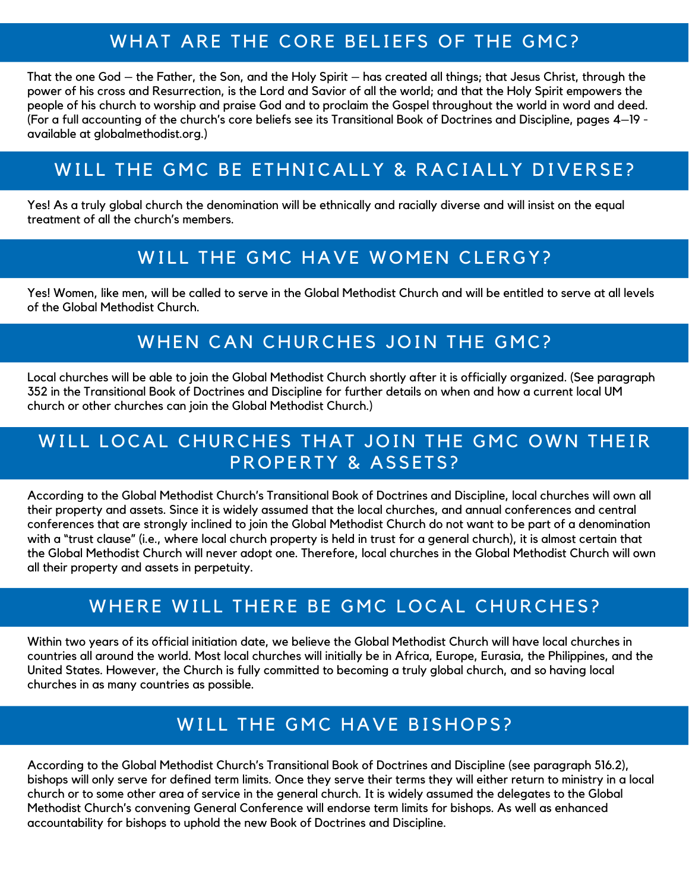## WHAT ARE THE CORE BELIEFS OF THE GMC?

That the one God — the Father, the Son, and the Holy Spirit — has created all things; that Jesus Christ, through the power of his cross and Resurrection, is the Lord and Savior of all the world; and that the Holy Spirit empowers the people of his church to worship and praise God and to proclaim the Gospel throughout the world in word and deed. (For a full accounting of the church's core beliefs see its Transitional Book of Doctrines and Discipline, pages 4—19 - available at globalmethodist.org.)

## WILL THE GMC BE ETHNICALLY & RACIALLY DIVERSE?

Yes! As a truly global church the denomination will be ethnically and racially diverse and will insist on the equal treatment of all the church's members.

## WILL THE GMC HAVE WOMEN CLERGY?

Yes! Women, like men, will be called to serve in the Global Methodist Church and will be entitled to serve at all levels of the Global Methodist Church.

## WHEN CAN CHURCHES JOIN THE GMC?

Local churches will be able to join the Global Methodist Church shortly after it is officially organized. (See paragraph 352 in the Transitional Book of Doctrines and Discipline for further details on when and how a current local UM church or other churches can join the Global Methodist Church.)

## WILL LOCAL CHURCHES THAT JOIN THE GMC OWN THEIR PROPERTY & ASSETS?

According to the Global Methodist Church's Transitional Book of Doctrines and Discipline, local churches will own all their property and assets. Since it is widely assumed that the local churches, and annual conferences and central conferences that are strongly inclined to join the Global Methodist Church do not want to be part of a denomination with a "trust clause" (i.e., where local church property is held in trust for a general church), it is almost certain that the Global Methodist Church will never adopt one. Therefore, local churches in the Global Methodist Church will own all their property and assets in perpetuity.

## WHERE WILL THERE BE GMC LOCAL CHURCHES?

Within two years of its official initiation date, we believe the Global Methodist Church will have local churches in countries all around the world. Most local churches will initially be in Africa, Europe, Eurasia, the Philippines, and the United States. However, the Church is fully committed to becoming a truly global church, and so having local churches in as many countries as possible.

## WILL THE GMC HAVE BISHOPS?

According to the Global Methodist Church's Transitional Book of Doctrines and Discipline (see paragraph 516.2), bishops will only serve for defined term limits. Once they serve their terms they will either return to ministry in a local church or to some other area of service in the general church. It is widely assumed the delegates to the Global Methodist Church's convening General Conference will endorse term limits for bishops. As well as enhanced accountability for bishops to uphold the new Book of Doctrines and Discipline.